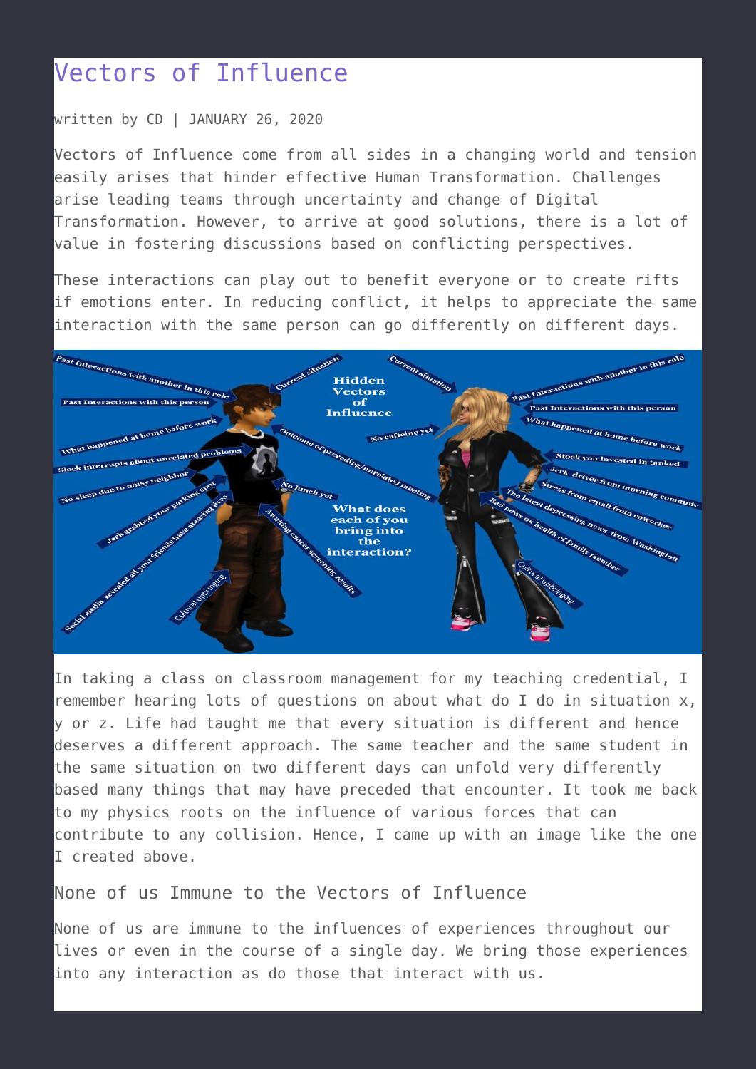# Vectors of Influence

written by CD | JANUARY 26, 2020

Vectors of Influence come from all sides in a changing world and tension easily arises that hinder effective Human Transformation. Challenges arise leading teams through uncertainty and change of Digital Transformation. However, to arrive at good solutions, there is a lot of value in fostering discussions based on conflicting perspectives.

These interactions can play out to benefit everyone or to create rifts if emotions enter. In reducing conflict, it helps to appreciate the same interaction with the same person can go differently on different days.

In taking a class on classroom management for my teaching credential, I remember hearing lots of questions on about what do I do in situation x, y or z. Life had taught me that every situation is different and hence deserves a different approach. The same teacher and the same student in the same situation on two different days can unfold very differently based many things that may have preceded that encounter. It took me back to my physics roots on the influence of various forces that can contribute to any collision. Hence, I came up with an image like the one I created above.

## None of us Immune to the Vectors of Influence

None of us are immune to the influences of experiences throughout our lives or even in the course of a single day. We bring those experiences into any interaction as do those that interact with us.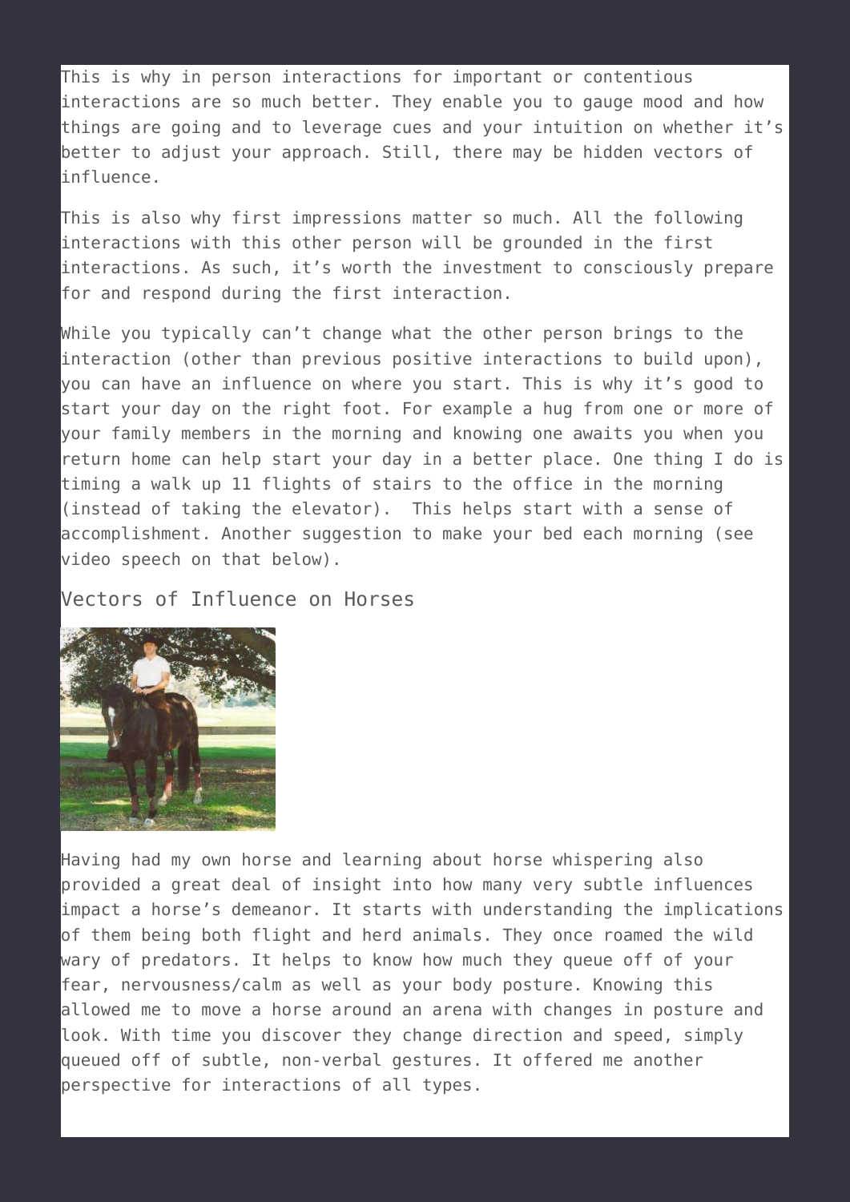This is why in person interactions for important or contentious interactions are so much better. They enable you to gauge mood and how things are going and to leverage cues and your intuition on whether it's better to adjust your approach. Still, there may be hidden vectors of influence.

This is also why first impressions matter so much. All the following interactions with this other person will be grounded in the first interactions. As such, it's worth the investment to consciously prepare for and respond during the first interaction.

While you typically can't change what the other person brings to the interaction (other than previous positive interactions to build upon), you can have an influence on where you start. This is why it's good to start your day on the right foot. For example a hug from one or more of your family members in the morning and knowing one awaits you when you return home can help start your day in a better place. One thing I do is timing a walk up 11 flights of stairs to the office in the morning (instead of taking the elevator). This helps start with a sense of accomplishment. Another suggestion to make your bed each morning (see video speech on that below).

## Vectors of Influence on Horses

Having had my own horse and learning about horse whispering also provided a great deal of insight into how many very subtle influences impact a horse's demeanor. It starts with understanding the implications of them being both flight and herd animals. They once roamed the wild wary of predators. It helps to know how much they queue off of your fear, nervousness/calm as well as your body posture. Knowing this allowed me to move a horse around an arena with changes in posture and look. With time you discover they change direction and speed, simply queued off of subtle, non-verbal gestures. It offered me another perspective for interactions of all types.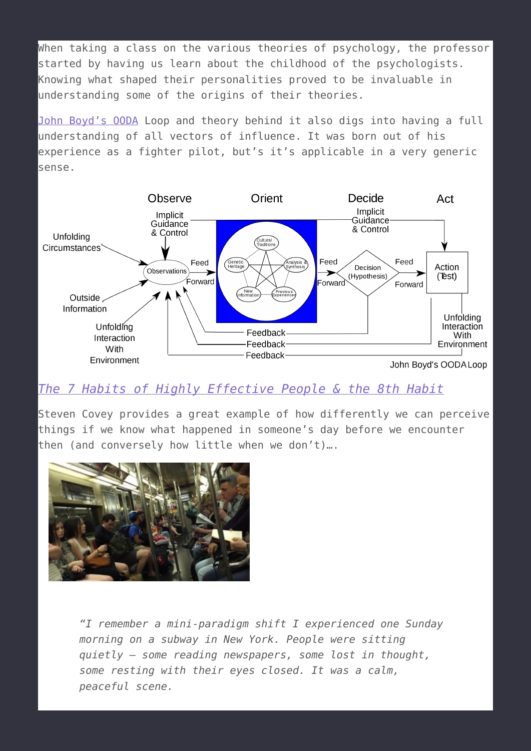When taking a class on the various theories of psychology, the professor started by having us learn about the childhood of the psychologists. Knowing what shaped their personalities proved to be invaluable in understanding some of the origins of their theories.

John Boyd's OODA Loop and theory behind it also digs into having a full understanding of all vectors of influence. It was born out of his experience as a fighter pilot, but's it's applicable in a very generic sense.

John Boyd's OODA Loop

## *The 7 Habits of Highly Effective People & the 8th Habit*

Steven Covey provides a great example of how differently we can perceive things if we know what happened in someone's day before we encounter then (and conversely how little when we don't)….

> *"I remember a mini-paradigm shift I experienced one Sunday morning on a subway in New York. People were sitting quietly – some reading newspapers, some lost in thought, some resting with their eyes closed. It was a calm, peaceful scene.*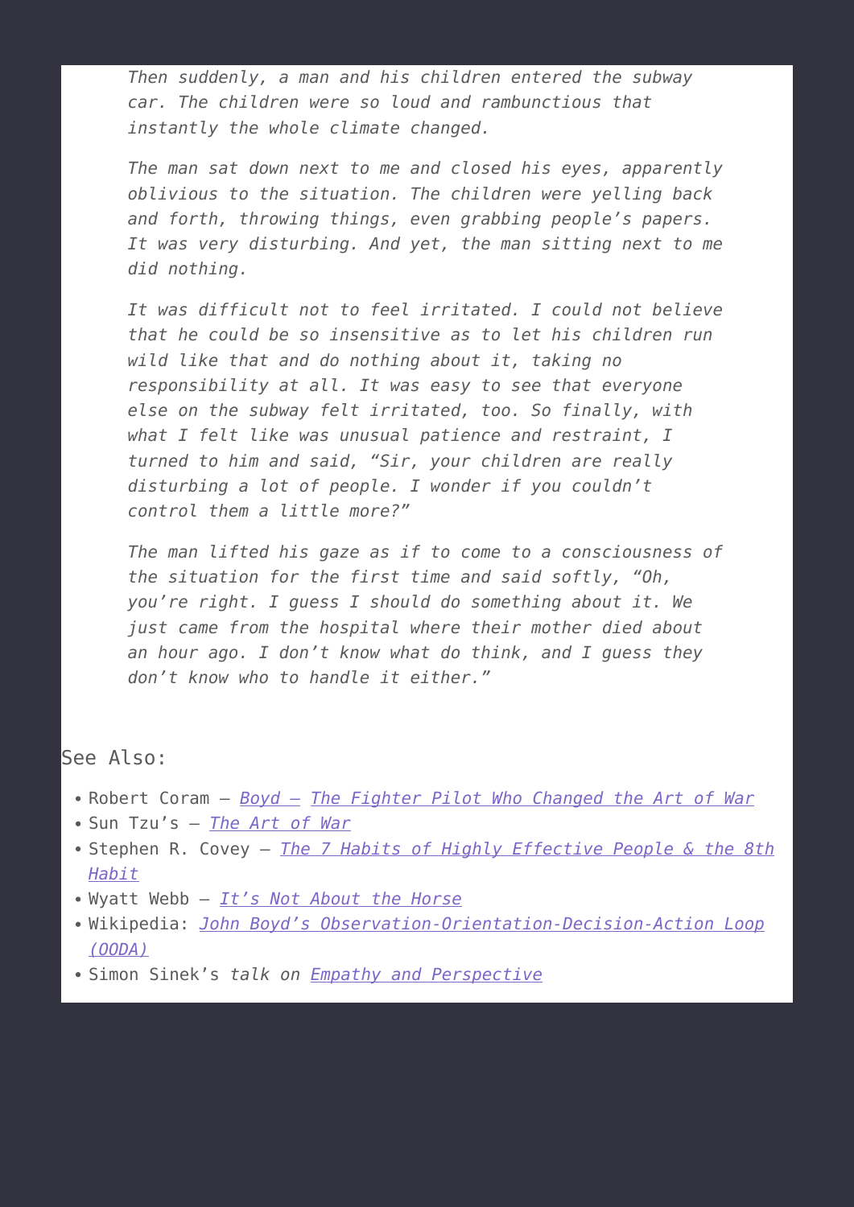> *Then suddenly, a man and his children entered the subway car. The children were so loud and rambunctious that instantly the whole climate changed.*
>
> *The man sat down next to me and closed his eyes, apparently oblivious to the situation. The children were yelling back and forth, throwing things, even grabbing people's papers. It was very disturbing. And yet, the man sitting next to me did nothing.*
>
> *It was difficult not to feel irritated. I could not believe that he could be so insensitive as to let his children run wild like that and do nothing about it, taking no responsibility at all. It was easy to see that everyone else on the subway felt irritated, too. So finally, with what I felt like was unusual patience and restraint, I turned to him and said, "Sir, your children are really disturbing a lot of people. I wonder if you couldn't control them a little more?"*
>
> *The man lifted his gaze as if to come to a consciousness of the situation for the first time and said softly, "Oh, you're right. I guess I should do something about it. We just came from the hospital where their mother died about an hour ago. I don't know what do think, and I guess they don't know who to handle it either."*

See Also:

- Robert Coram – *Boyd – The Fighter Pilot Who Changed the Art of War*
- Sun Tzu's – *The Art of War*
- Stephen R. Covey – *The 7 Habits of Highly Effective People & the 8th Habit*
- Wyatt Webb – *It's Not About the Horse*
- Wikipedia: *John Boyd's Observation-Orientation-Decision-Action Loop (OODA)*
- Simon Sinek's *talk on* *Empathy and Perspective*